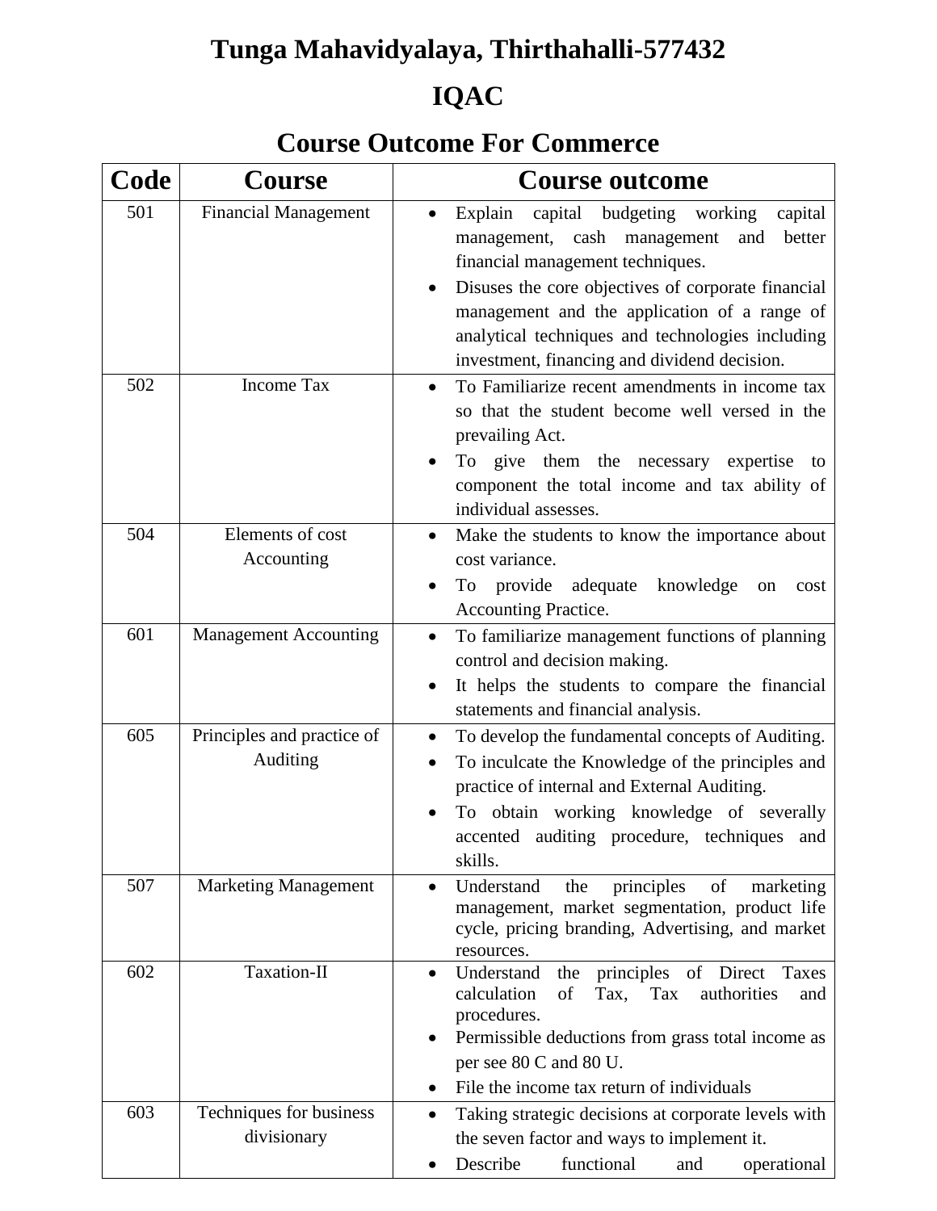# Tunga Mahavidyalaya, Thirthahalli-577432

# IQAC

# Course Outcome For Commerce

| Code | Course | Course outcome |
|---|---|---|
| 501 | Financial Management | • Explain capital budgeting working capital management, cash management and better financial management techniques.<br>• Disuses the core objectives of corporate financial management and the application of a range of analytical techniques and technologies including investment, financing and dividend decision. |
| 502 | Income Tax | • To Familiarize recent amendments in income tax so that the student become well versed in the prevailing Act.<br>• To give them the necessary expertise to component the total income and tax ability of individual assesses. |
| 504 | Elements of cost Accounting | • Make the students to know the importance about cost variance.<br>• To provide adequate knowledge on cost Accounting Practice. |
| 601 | Management Accounting | • To familiarize management functions of planning control and decision making.<br>• It helps the students to compare the financial statements and financial analysis. |
| 605 | Principles and practice of Auditing | • To develop the fundamental concepts of Auditing.<br>• To inculcate the Knowledge of the principles and practice of internal and External Auditing.<br>• To obtain working knowledge of severally accented auditing procedure, techniques and skills. |
| 507 | Marketing Management | • Understand the principles of marketing management, market segmentation, product life cycle, pricing branding, Advertising, and market resources. |
| 602 | Taxation-II | • Understand the principles of Direct Taxes calculation of Tax, Tax authorities and procedures.<br>• Permissible deductions from grass total income as per see 80 C and 80 U.<br>• File the income tax return of individuals |
| 603 | Techniques for business divisionary | • Taking strategic decisions at corporate levels with the seven factor and ways to implement it.<br>• Describe functional and operational |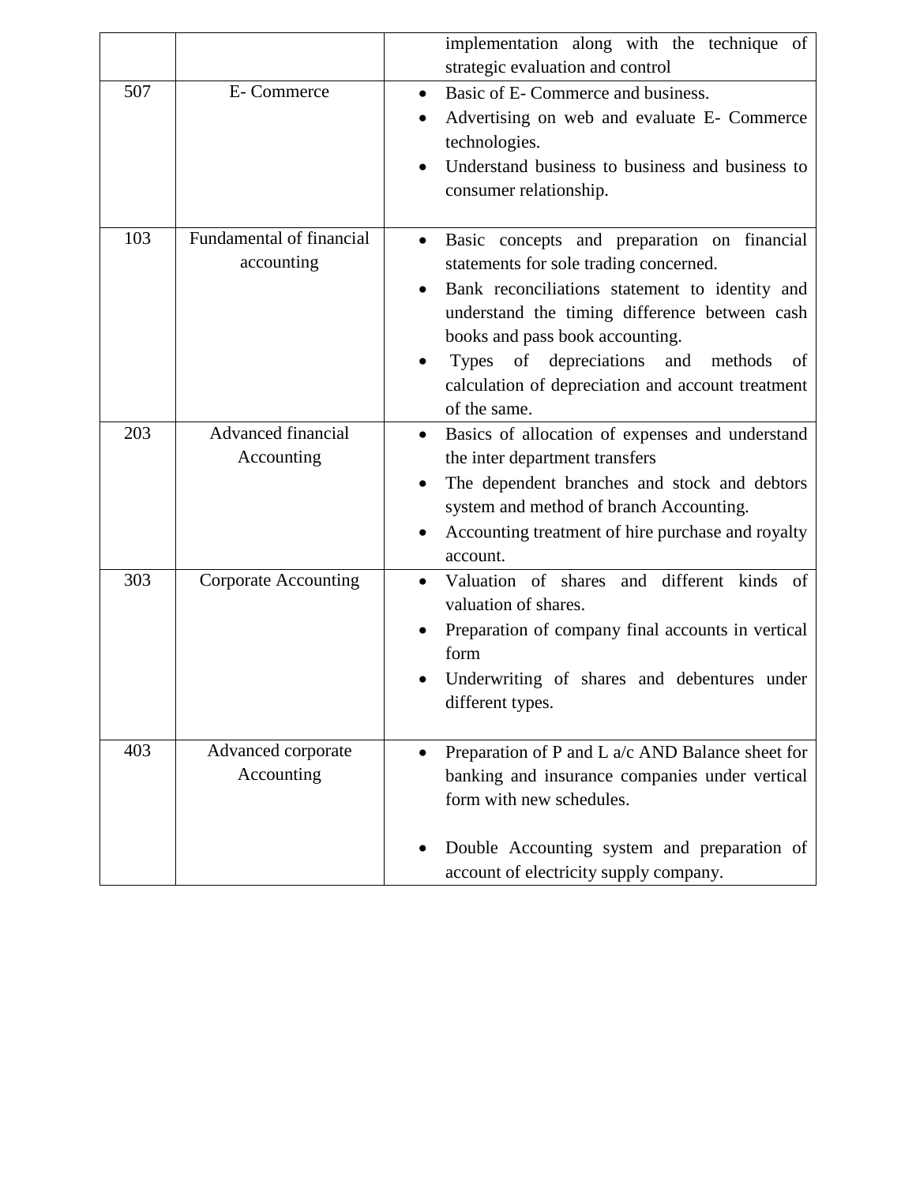| | | |
|---|---|---|
| | | implementation along with the technique of strategic evaluation and control |
| 507 | E- Commerce | • Basic of E- Commerce and business.<br>• Advertising on web and evaluate E- Commerce technologies.<br>• Understand business to business and business to consumer relationship. |
| 103 | Fundamental of financial accounting | • Basic concepts and preparation on financial statements for sole trading concerned.<br>• Bank reconciliations statement to identity and understand the timing difference between cash books and pass book accounting.<br>• Types of depreciations and methods of calculation of depreciation and account treatment of the same. |
| 203 | Advanced financial Accounting | • Basics of allocation of expenses and understand the inter department transfers<br>• The dependent branches and stock and debtors system and method of branch Accounting.<br>• Accounting treatment of hire purchase and royalty account. |
| 303 | Corporate Accounting | • Valuation of shares and different kinds of valuation of shares.<br>• Preparation of company final accounts in vertical form<br>• Underwriting of shares and debentures under different types. |
| 403 | Advanced corporate Accounting | • Preparation of P and L a/c AND Balance sheet for banking and insurance companies under vertical form with new schedules.<br>• Double Accounting system and preparation of account of electricity supply company. |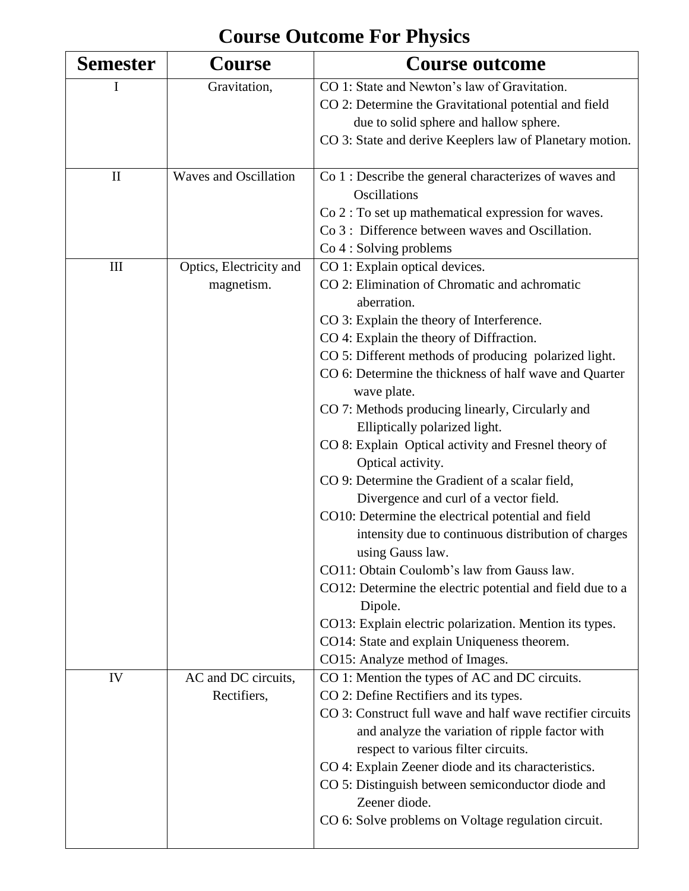# Course Outcome For Physics

| Semester | Course | Course outcome |
|---|---|---|
| I | Gravitation, | CO 1: State and Newton's law of Gravitation.<br>CO 2: Determine the Gravitational potential and field due to solid sphere and hallow sphere.<br>CO 3: State and derive Keeplers law of Planetary motion. |
| II | Waves and Oscillation | Co 1 : Describe the general characterizes of waves and Oscillations<br>Co 2 : To set up mathematical expression for waves.<br>Co 3 : Difference between waves and Oscillation.<br>Co 4 : Solving problems |
| III | Optics, Electricity and magnetism. | CO 1: Explain optical devices.<br>CO 2: Elimination of Chromatic and achromatic aberration.<br>CO 3: Explain the theory of Interference.<br>CO 4: Explain the theory of Diffraction.<br>CO 5: Different methods of producing polarized light.<br>CO 6: Determine the thickness of half wave and Quarter wave plate.<br>CO 7: Methods producing linearly, Circularly and Elliptically polarized light.<br>CO 8: Explain Optical activity and Fresnel theory of Optical activity.<br>CO 9: Determine the Gradient of a scalar field, Divergence and curl of a vector field.<br>CO10: Determine the electrical potential and field intensity due to continuous distribution of charges using Gauss law.<br>CO11: Obtain Coulomb's law from Gauss law.<br>CO12: Determine the electric potential and field due to a Dipole.<br>CO13: Explain electric polarization. Mention its types.<br>CO14: State and explain Uniqueness theorem.<br>CO15: Analyze method of Images. |
| IV | AC and DC circuits, Rectifiers, | CO 1: Mention the types of AC and DC circuits.<br>CO 2: Define Rectifiers and its types.<br>CO 3: Construct full wave and half wave rectifier circuits and analyze the variation of ripple factor with respect to various filter circuits.<br>CO 4: Explain Zeener diode and its characteristics.<br>CO 5: Distinguish between semiconductor diode and Zeener diode.<br>CO 6: Solve problems on Voltage regulation circuit. |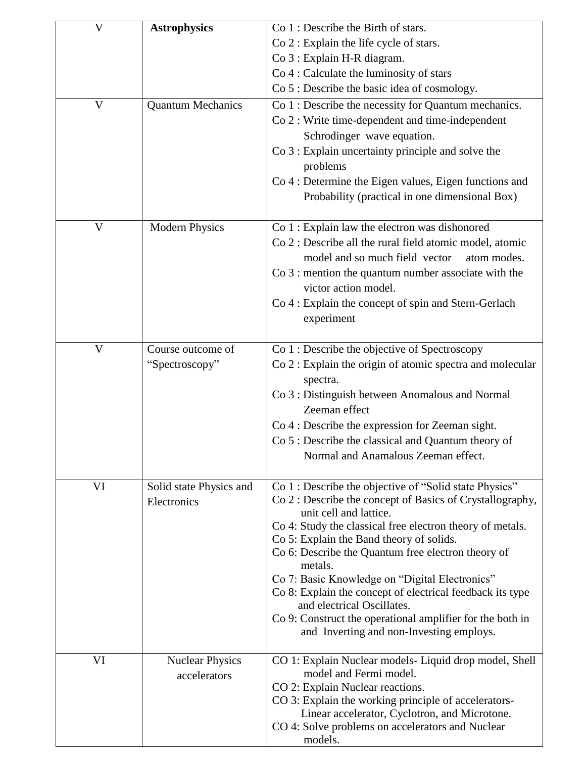| V | **Astrophysics** | Co 1 : Describe the Birth of stars.<br>Co 2 : Explain the life cycle of stars.<br>Co 3 : Explain H-R diagram.<br>Co 4 : Calculate the luminosity of stars<br>Co 5 : Describe the basic idea of cosmology. |
|---|---|---|
| V | Quantum Mechanics | Co 1 : Describe the necessity for Quantum mechanics.<br>Co 2 : Write time-dependent and time-independent Schrodinger wave equation.<br>Co 3 : Explain uncertainty principle and solve the problems<br>Co 4 : Determine the Eigen values, Eigen functions and Probability (practical in one dimensional Box) |
| V | Modern Physics | Co 1 : Explain law the electron was dishonored<br>Co 2 : Describe all the rural field atomic model, atomic model and so much field vector atom modes.<br>Co 3 : mention the quantum number associate with the victor action model.<br>Co 4 : Explain the concept of spin and Stern-Gerlach experiment |
| V | Course outcome of "Spectroscopy" | Co 1 : Describe the objective of Spectroscopy<br>Co 2 : Explain the origin of atomic spectra and molecular spectra.<br>Co 3 : Distinguish between Anomalous and Normal Zeeman effect<br>Co 4 : Describe the expression for Zeeman sight.<br>Co 5 : Describe the classical and Quantum theory of Normal and Anamalous Zeeman effect. |
| VI | Solid state Physics and Electronics | Co 1 : Describe the objective of "Solid state Physics"<br>Co 2 : Describe the concept of Basics of Crystallography, unit cell and lattice.<br>Co 4: Study the classical free electron theory of metals.<br>Co 5: Explain the Band theory of solids.<br>Co 6: Describe the Quantum free electron theory of metals.<br>Co 7: Basic Knowledge on "Digital Electronics"<br>Co 8: Explain the concept of electrical feedback its type and electrical Oscillates.<br>Co 9: Construct the operational amplifier for the both in and Inverting and non-Investing employs. |
| VI | Nuclear Physics accelerators | CO 1: Explain Nuclear models- Liquid drop model, Shell model and Fermi model.<br>CO 2: Explain Nuclear reactions.<br>CO 3: Explain the working principle of accelerators- Linear accelerator, Cyclotron, and Microtone.<br>CO 4: Solve problems on accelerators and Nuclear models. |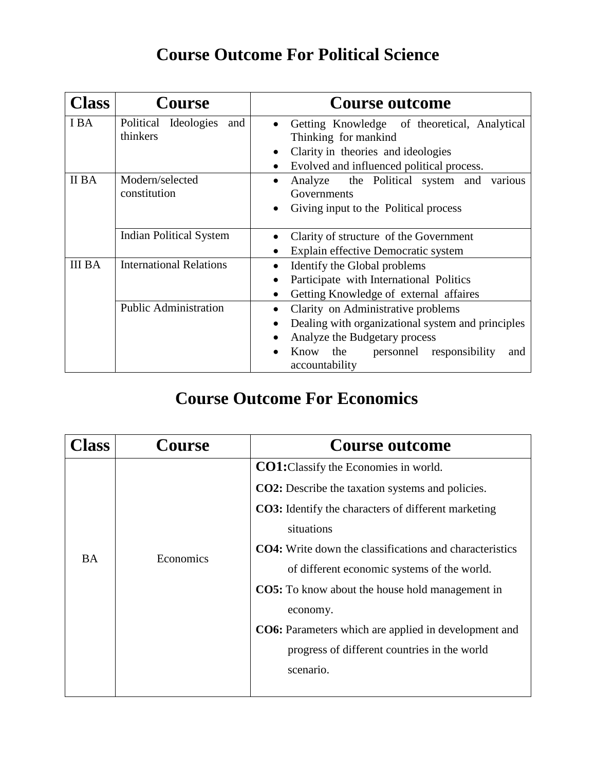# Course Outcome For Political Science

| Class | Course | Course outcome |
|---|---|---|
| I BA | Political Ideologies and thinkers | • Getting Knowledge of theoretical, Analytical Thinking for mankind<br>• Clarity in theories and ideologies<br>• Evolved and influenced political process. |
| II BA | Modern/selected constitution | • Analyze the Political system and various Governments<br>• Giving input to the Political process |
| | Indian Political System | • Clarity of structure of the Government<br>• Explain effective Democratic system |
| III BA | International Relations | • Identify the Global problems<br>• Participate with International Politics<br>• Getting Knowledge of external affaires |
| | Public Administration | • Clarity on Administrative problems<br>• Dealing with organizational system and principles<br>• Analyze the Budgetary process<br>• Know the personnel responsibility and accountability |

# Course Outcome For Economics

| Class | Course | Course outcome |
|---|---|---|
| BA | Economics | **CO1:** Classify the Economies in world.<br>**CO2:** Describe the taxation systems and policies.<br>**CO3:** Identify the characters of different marketing situations<br>**CO4:** Write down the classifications and characteristics of different economic systems of the world.<br>**CO5:** To know about the house hold management in economy.<br>**CO6:** Parameters which are applied in development and progress of different countries in the world scenario. |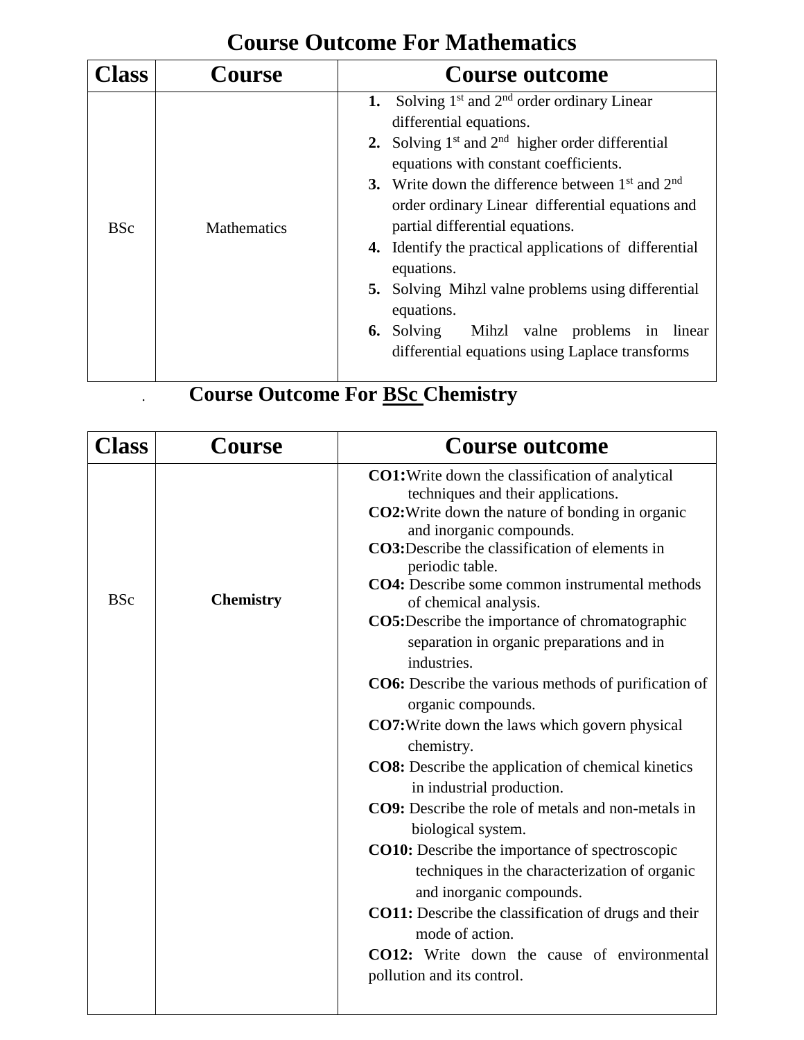# Course Outcome For Mathematics

| Class | Course | Course outcome |
|---|---|---|
| BSc | Mathematics | **1.** Solving 1st and 2nd order ordinary Linear differential equations. **2.** Solving 1st and 2nd higher order differential equations with constant coefficients. **3.** Write down the difference between 1st and 2nd order ordinary Linear differential equations and partial differential equations. **4.** Identify the practical applications of differential equations. **5.** Solving Mihzl valne problems using differential equations. **6.** Solving Mihzl valne problems in linear differential equations using Laplace transforms |

# Course Outcome For BSc Chemistry

| Class | Course | Course outcome |
|---|---|---|
| BSc | **Chemistry** | **CO1:**Write down the classification of analytical techniques and their applications. **CO2:**Write down the nature of bonding in organic and inorganic compounds. **CO3:**Describe the classification of elements in periodic table. **CO4:** Describe some common instrumental methods of chemical analysis. **CO5:**Describe the importance of chromatographic separation in organic preparations and in industries. **CO6:** Describe the various methods of purification of organic compounds. **CO7:**Write down the laws which govern physical chemistry. **CO8:** Describe the application of chemical kinetics in industrial production. **CO9:** Describe the role of metals and non-metals in biological system. **CO10:** Describe the importance of spectroscopic techniques in the characterization of organic and inorganic compounds. **CO11:** Describe the classification of drugs and their mode of action. **CO12:** Write down the cause of environmental pollution and its control. |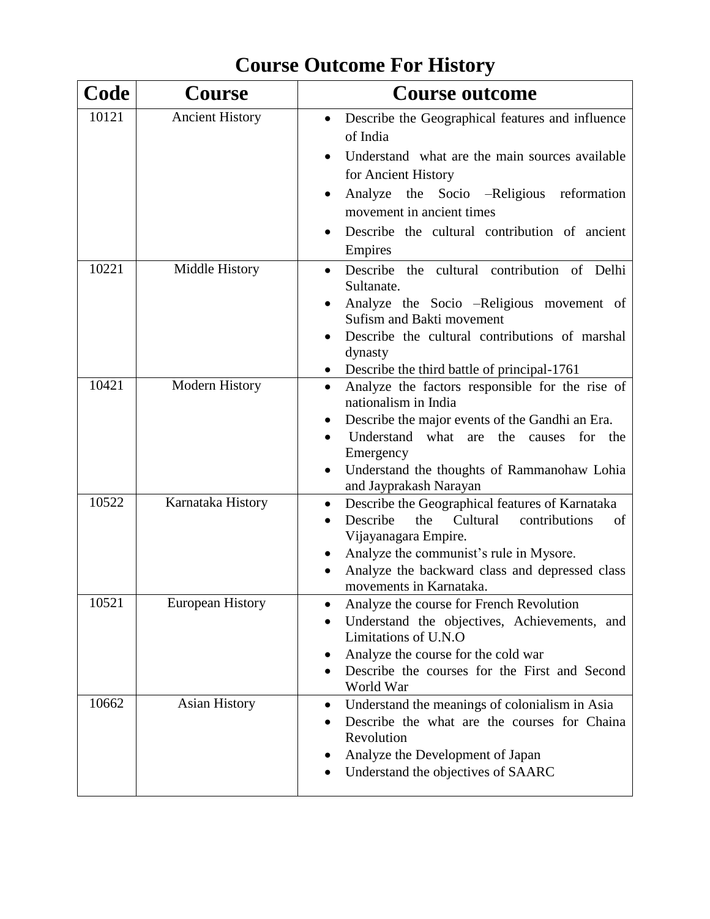# Course Outcome For History

| Code | Course | Course outcome |
|---|---|---|
| 10121 | Ancient History | • Describe the Geographical features and influence of India<br>• Understand what are the main sources available for Ancient History<br>• Analyze the Socio –Religious reformation movement in ancient times<br>• Describe the cultural contribution of ancient Empires |
| 10221 | Middle History | • Describe the cultural contribution of Delhi Sultanate.<br>• Analyze the Socio –Religious movement of Sufism and Bakti movement<br>• Describe the cultural contributions of marshal dynasty<br>• Describe the third battle of principal-1761 |
| 10421 | Modern History | • Analyze the factors responsible for the rise of nationalism in India<br>• Describe the major events of the Gandhi an Era.<br>• Understand what are the causes for the Emergency<br>• Understand the thoughts of Rammanohaw Lohia and Jayprakash Narayan |
| 10522 | Karnataka History | • Describe the Geographical features of Karnataka<br>• Describe the Cultural contributions of Vijayanagara Empire.<br>• Analyze the communist's rule in Mysore.<br>• Analyze the backward class and depressed class movements in Karnataka. |
| 10521 | European History | • Analyze the course for French Revolution<br>• Understand the objectives, Achievements, and Limitations of U.N.O<br>• Analyze the course for the cold war<br>• Describe the courses for the First and Second World War |
| 10662 | Asian History | • Understand the meanings of colonialism in Asia<br>• Describe the what are the courses for Chaina Revolution<br>• Analyze the Development of Japan<br>• Understand the objectives of SAARC |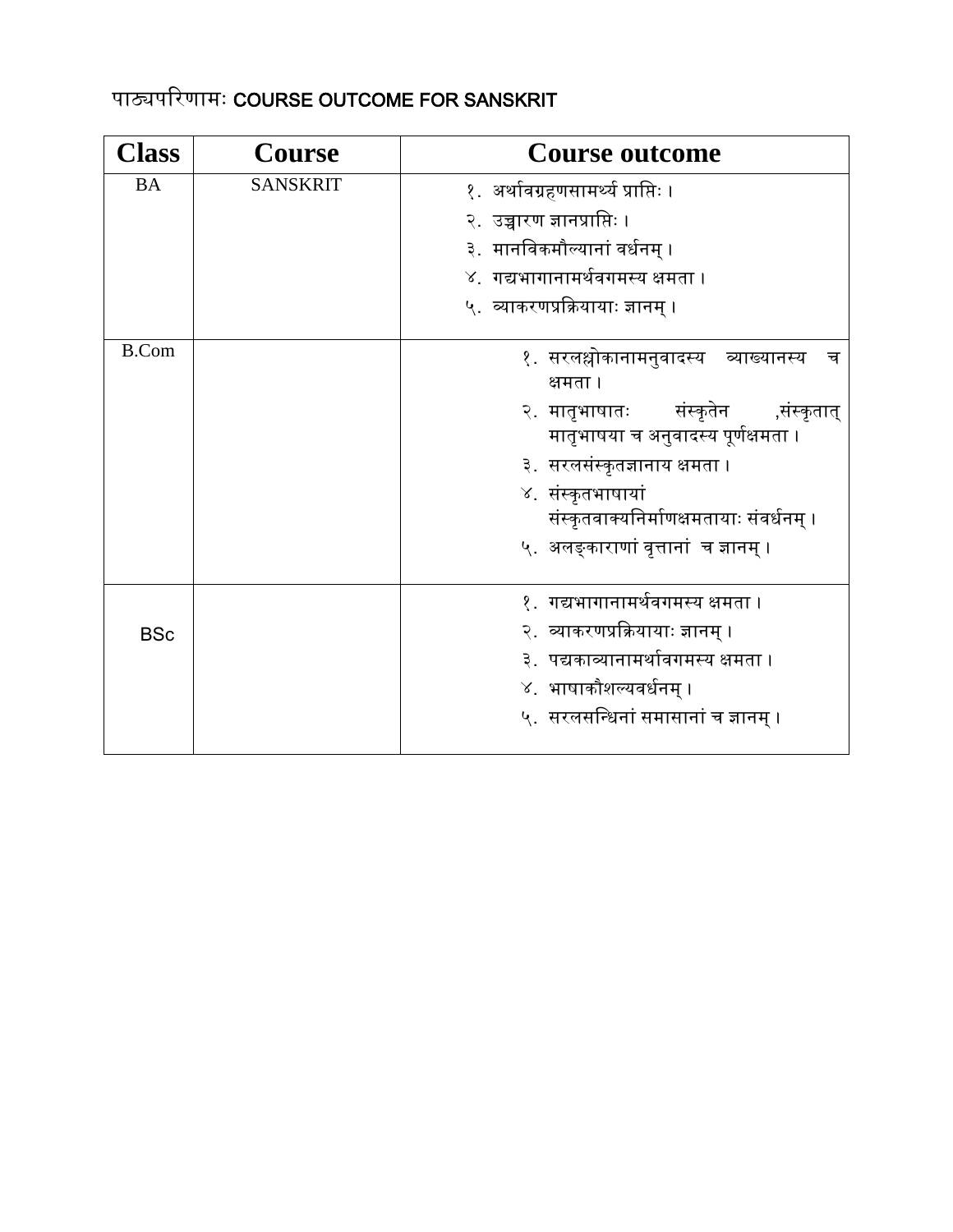पाठ्यपरिणामः COURSE OUTCOME FOR SANSKRIT

| Class | Course | Course outcome |
|---|---|---|
| BA | SANSKRIT | १. अर्थावग्रहणसामर्थ्य प्राप्तिः ।<br>२. उच्चारण ज्ञानप्राप्तिः ।<br>३. मानविकमौल्यानां वर्धनम् ।<br>४. गद्यभागानामर्थवगमस्य क्षमता ।<br>५. व्याकरणप्रक्रियायाः ज्ञानम् । |
| B.Com | | १. सरलश्लोकानामनुवादस्य व्याख्यानस्य च क्षमता ।<br>२. मातृभाषातः संस्कृतेन ,संस्कृतात् मातृभाषया च अनुवादस्य पूर्णक्षमता ।<br>३. सरलसंस्कृतज्ञानाय क्षमता ।<br>४. संस्कृतभाषायां संस्कृतवाक्यनिर्माणक्षमतायाः संवर्धनम् ।<br>५. अलङ्काराणां वृत्तानां च ज्ञानम् । |
| BSc | | १. गद्यभागानामर्थवगमस्य क्षमता ।<br>२. व्याकरणप्रक्रियायाः ज्ञानम् ।<br>३. पद्यकाव्यानामर्थावगमस्य क्षमता ।<br>४. भाषाकौशल्यवर्धनम् ।<br>५. सरलसन्धिनां समासानां च ज्ञानम् । |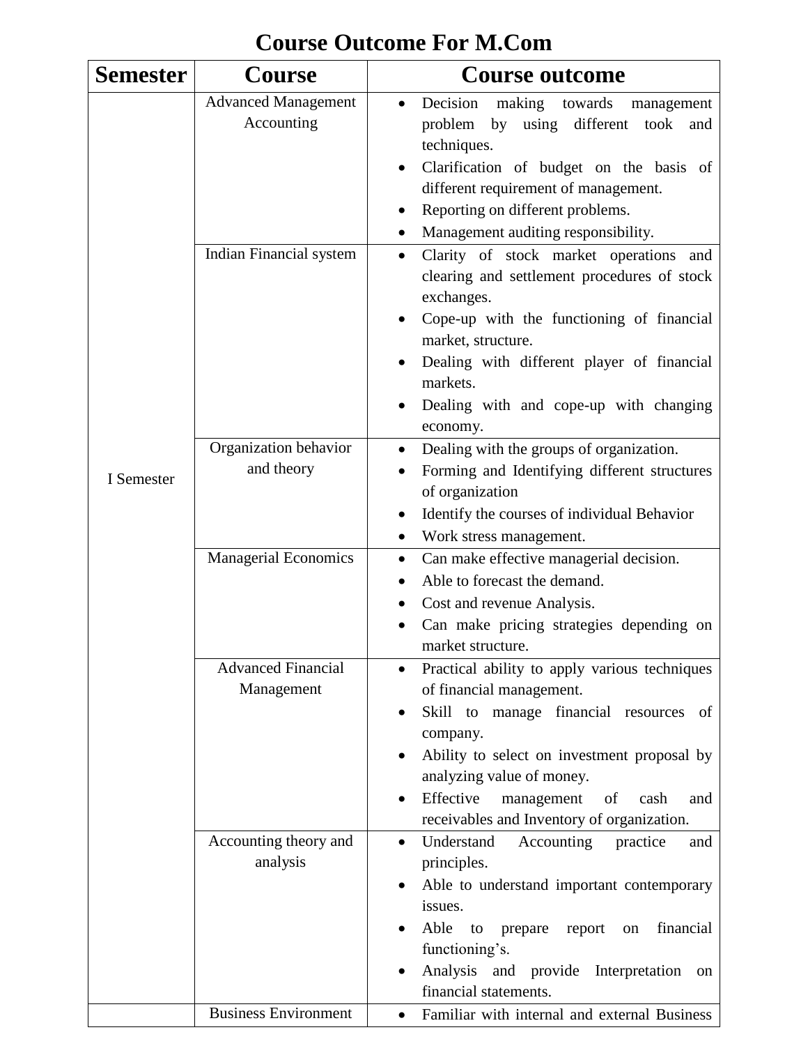# Course Outcome For M.Com

| Semester | Course | Course outcome |
|---|---|---|
| I Semester | Advanced Management Accounting | • Decision making towards management problem by using different took and techniques.<br>• Clarification of budget on the basis of different requirement of management.<br>• Reporting on different problems.<br>• Management auditing responsibility. |
| | Indian Financial system | • Clarity of stock market operations and clearing and settlement procedures of stock exchanges.<br>• Cope-up with the functioning of financial market, structure.<br>• Dealing with different player of financial markets.<br>• Dealing with and cope-up with changing economy. |
| | Organization behavior and theory | • Dealing with the groups of organization.<br>• Forming and Identifying different structures of organization<br>• Identify the courses of individual Behavior<br>• Work stress management. |
| | Managerial Economics | • Can make effective managerial decision.<br>• Able to forecast the demand.<br>• Cost and revenue Analysis.<br>• Can make pricing strategies depending on market structure. |
| | Advanced Financial Management | • Practical ability to apply various techniques of financial management.<br>• Skill to manage financial resources of company.<br>• Ability to select on investment proposal by analyzing value of money.<br>• Effective management of cash and receivables and Inventory of organization. |
| | Accounting theory and analysis | • Understand Accounting practice and principles.<br>• Able to understand important contemporary issues.<br>• Able to prepare report on financial functioning's.<br>• Analysis and provide Interpretation on financial statements. |
| | Business Environment | • Familiar with internal and external Business |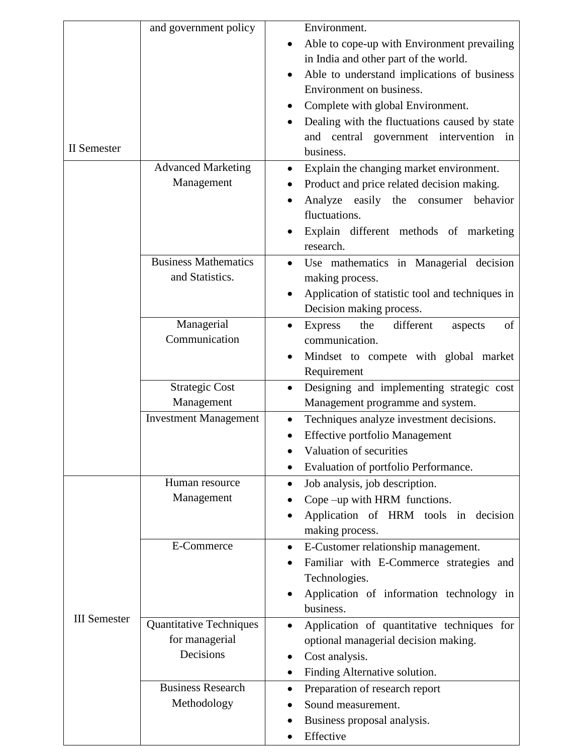| | | |
|---|---|---|
| II Semester | and government policy | Environment.<br>• Able to cope-up with Environment prevailing in India and other part of the world.<br>• Able to understand implications of business Environment on business.<br>• Complete with global Environment.<br>• Dealing with the fluctuations caused by state and central government intervention in business. |
| | Advanced Marketing Management | • Explain the changing market environment.<br>• Product and price related decision making.<br>• Analyze easily the consumer behavior fluctuations.<br>• Explain different methods of marketing research. |
| | Business Mathematics and Statistics. | • Use mathematics in Managerial decision making process.<br>• Application of statistic tool and techniques in Decision making process. |
| | Managerial Communication | • Express the different aspects of communication.<br>• Mindset to compete with global market Requirement |
| | Strategic Cost Management | • Designing and implementing strategic cost Management programme and system. |
| | Investment Management | • Techniques analyze investment decisions.<br>• Effective portfolio Management<br>• Valuation of securities<br>• Evaluation of portfolio Performance. |
| III Semester | Human resource Management | • Job analysis, job description.<br>• Cope –up with HRM functions.<br>• Application of HRM tools in decision making process. |
| | E-Commerce | • E-Customer relationship management.<br>• Familiar with E-Commerce strategies and Technologies.<br>• Application of information technology in business. |
| | Quantitative Techniques for managerial Decisions | • Application of quantitative techniques for optional managerial decision making.<br>• Cost analysis.<br>• Finding Alternative solution. |
| | Business Research Methodology | • Preparation of research report<br>• Sound measurement.<br>• Business proposal analysis.<br>• Effective |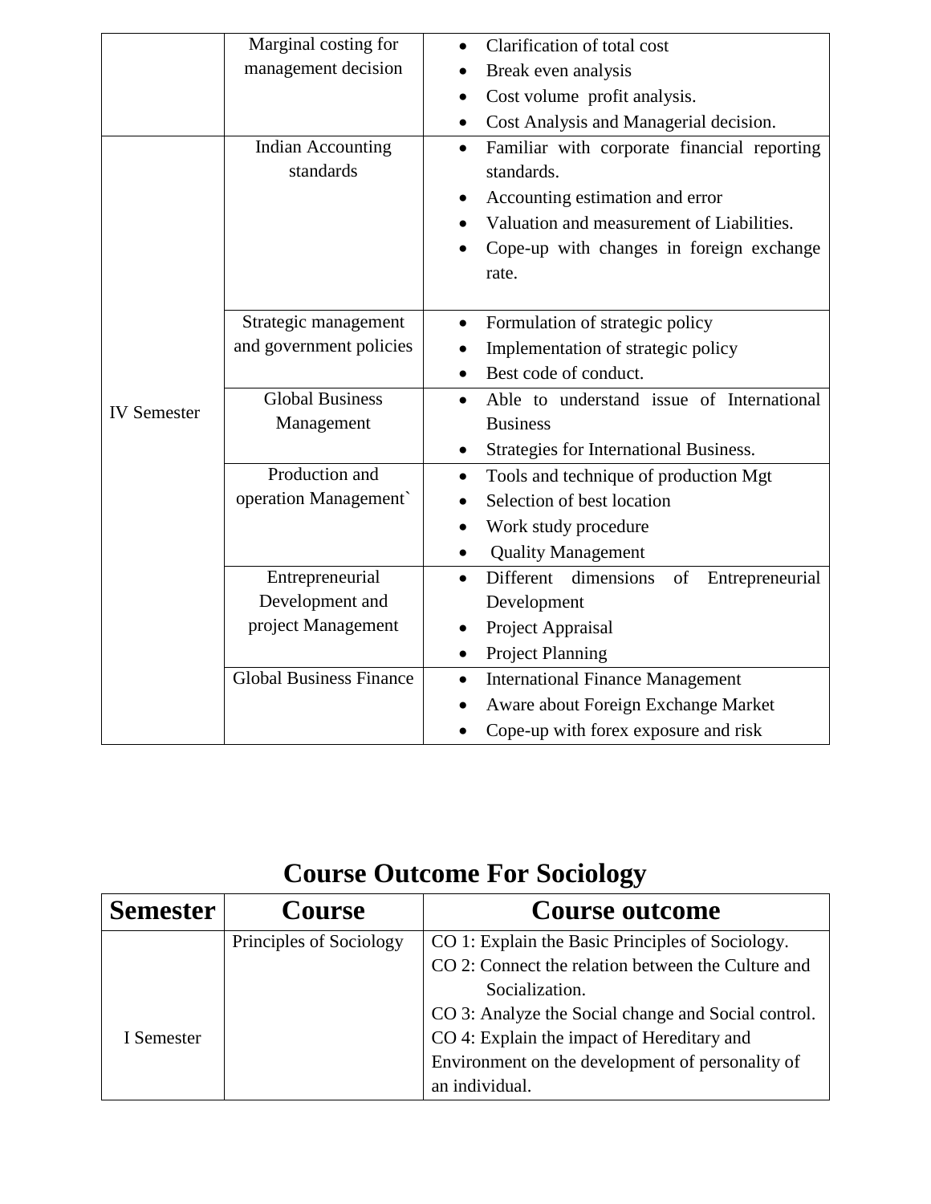| | | |
|---|---|---|
| | Marginal costing for management decision | • Clarification of total cost<br>• Break even analysis<br>• Cost volume profit analysis.<br>• Cost Analysis and Managerial decision. |
| IV Semester | Indian Accounting standards | • Familiar with corporate financial reporting standards.<br>• Accounting estimation and error<br>• Valuation and measurement of Liabilities.<br>• Cope-up with changes in foreign exchange rate. |
| | Strategic management and government policies | • Formulation of strategic policy<br>• Implementation of strategic policy<br>• Best code of conduct. |
| | Global Business Management | • Able to understand issue of International Business<br>• Strategies for International Business. |
| | Production and operation Management` | • Tools and technique of production Mgt<br>• Selection of best location<br>• Work study procedure<br>• Quality Management |
| | Entrepreneurial Development and project Management | • Different dimensions of Entrepreneurial Development<br>• Project Appraisal<br>• Project Planning |
| | Global Business Finance | • International Finance Management<br>• Aware about Foreign Exchange Market<br>• Cope-up with forex exposure and risk |

# Course Outcome For Sociology

| Semester | Course | Course outcome |
|---|---|---|
| I Semester | Principles of Sociology | CO 1: Explain the Basic Principles of Sociology.<br>CO 2: Connect the relation between the Culture and Socialization.<br>CO 3: Analyze the Social change and Social control.<br>CO 4: Explain the impact of Hereditary and Environment on the development of personality of an individual. |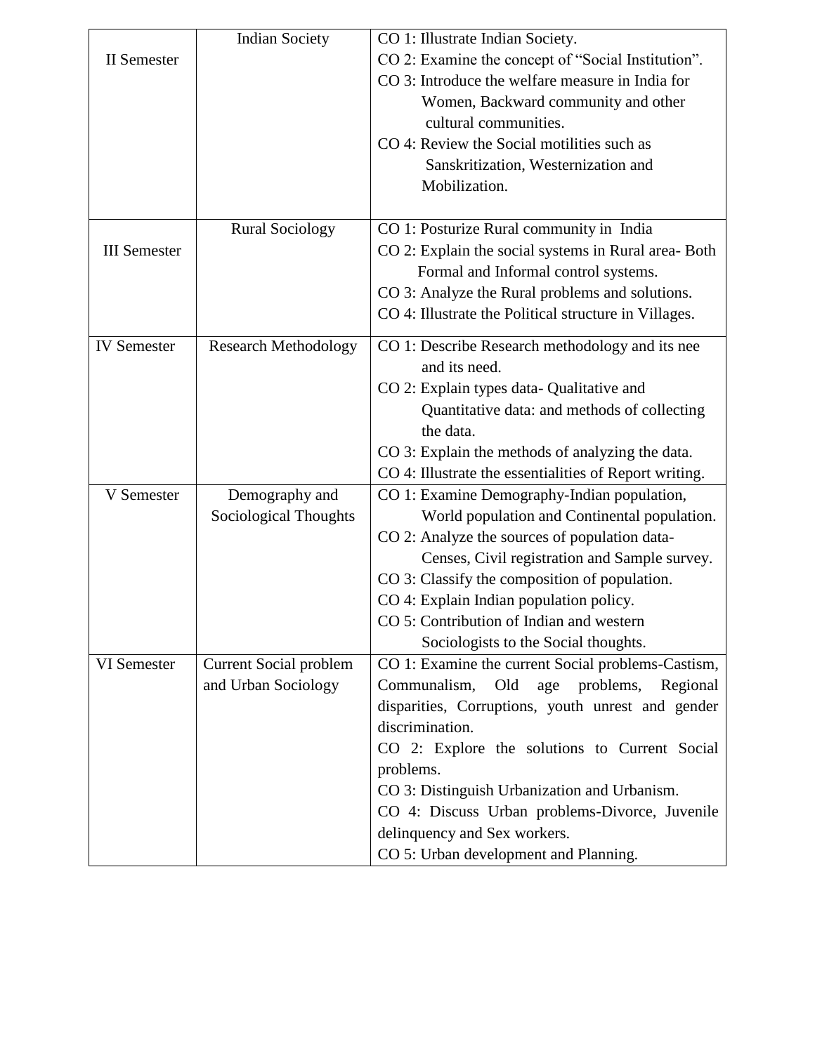| | | |
|---|---|---|
| II Semester | Indian Society | CO 1: Illustrate Indian Society.<br>CO 2: Examine the concept of "Social Institution".<br>CO 3: Introduce the welfare measure in India for Women, Backward community and other cultural communities.<br>CO 4: Review the Social motilities such as Sanskritization, Westernization and Mobilization. |
| III Semester | Rural Sociology | CO 1: Posturize Rural community in India<br>CO 2: Explain the social systems in Rural area- Both Formal and Informal control systems.<br>CO 3: Analyze the Rural problems and solutions.<br>CO 4: Illustrate the Political structure in Villages. |
| IV Semester | Research Methodology | CO 1: Describe Research methodology and its nee and its need.<br>CO 2: Explain types data- Qualitative and Quantitative data: and methods of collecting the data.<br>CO 3: Explain the methods of analyzing the data.<br>CO 4: Illustrate the essentialities of Report writing. |
| V Semester | Demography and Sociological Thoughts | CO 1: Examine Demography-Indian population, World population and Continental population.<br>CO 2: Analyze the sources of population data- Censes, Civil registration and Sample survey.<br>CO 3: Classify the composition of population.<br>CO 4: Explain Indian population policy.<br>CO 5: Contribution of Indian and western Sociologists to the Social thoughts. |
| VI Semester | Current Social problem and Urban Sociology | CO 1: Examine the current Social problems-Castism, Communalism, Old age problems, Regional disparities, Corruptions, youth unrest and gender discrimination.<br>CO 2: Explore the solutions to Current Social problems.<br>CO 3: Distinguish Urbanization and Urbanism.<br>CO 4: Discuss Urban problems-Divorce, Juvenile delinquency and Sex workers.<br>CO 5: Urban development and Planning. |